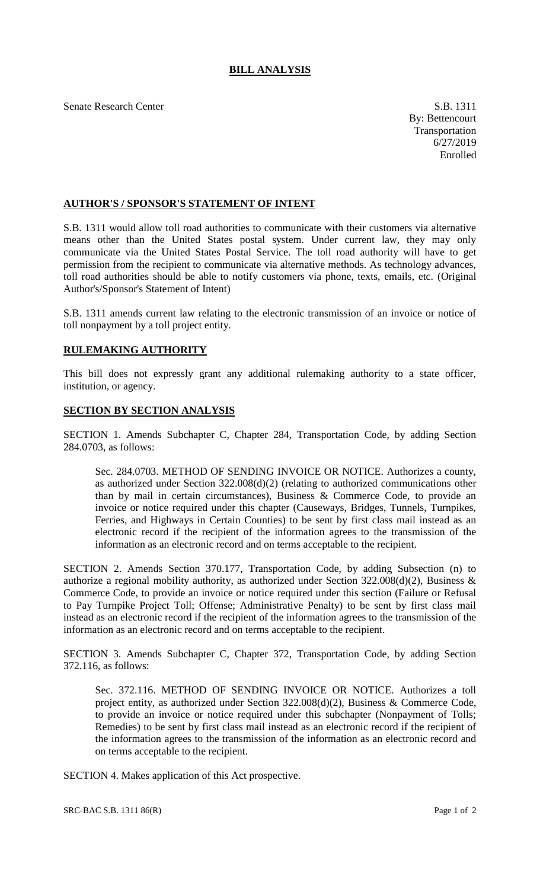# BILL ANALYSIS

Senate Research Center

S.B. 1311
By: Bettencourt
Transportation
6/27/2019
Enrolled

## AUTHOR'S / SPONSOR'S STATEMENT OF INTENT

S.B. 1311 would allow toll road authorities to communicate with their customers via alternative means other than the United States postal system. Under current law, they may only communicate via the United States Postal Service. The toll road authority will have to get permission from the recipient to communicate via alternative methods. As technology advances, toll road authorities should be able to notify customers via phone, texts, emails, etc. (Original Author's/Sponsor's Statement of Intent)

S.B. 1311 amends current law relating to the electronic transmission of an invoice or notice of toll nonpayment by a toll project entity.

## RULEMAKING AUTHORITY

This bill does not expressly grant any additional rulemaking authority to a state officer, institution, or agency.

## SECTION BY SECTION ANALYSIS

SECTION 1. Amends Subchapter C, Chapter 284, Transportation Code, by adding Section 284.0703, as follows:

> Sec. 284.0703. METHOD OF SENDING INVOICE OR NOTICE. Authorizes a county, as authorized under Section 322.008(d)(2) (relating to authorized communications other than by mail in certain circumstances), Business & Commerce Code, to provide an invoice or notice required under this chapter (Causeways, Bridges, Tunnels, Turnpikes, Ferries, and Highways in Certain Counties) to be sent by first class mail instead as an electronic record if the recipient of the information agrees to the transmission of the information as an electronic record and on terms acceptable to the recipient.

SECTION 2. Amends Section 370.177, Transportation Code, by adding Subsection (n) to authorize a regional mobility authority, as authorized under Section 322.008(d)(2), Business & Commerce Code, to provide an invoice or notice required under this section (Failure or Refusal to Pay Turnpike Project Toll; Offense; Administrative Penalty) to be sent by first class mail instead as an electronic record if the recipient of the information agrees to the transmission of the information as an electronic record and on terms acceptable to the recipient.

SECTION 3. Amends Subchapter C, Chapter 372, Transportation Code, by adding Section 372.116, as follows:

> Sec. 372.116. METHOD OF SENDING INVOICE OR NOTICE. Authorizes a toll project entity, as authorized under Section 322.008(d)(2), Business & Commerce Code, to provide an invoice or notice required under this subchapter (Nonpayment of Tolls; Remedies) to be sent by first class mail instead as an electronic record if the recipient of the information agrees to the transmission of the information as an electronic record and on terms acceptable to the recipient.

SECTION 4. Makes application of this Act prospective.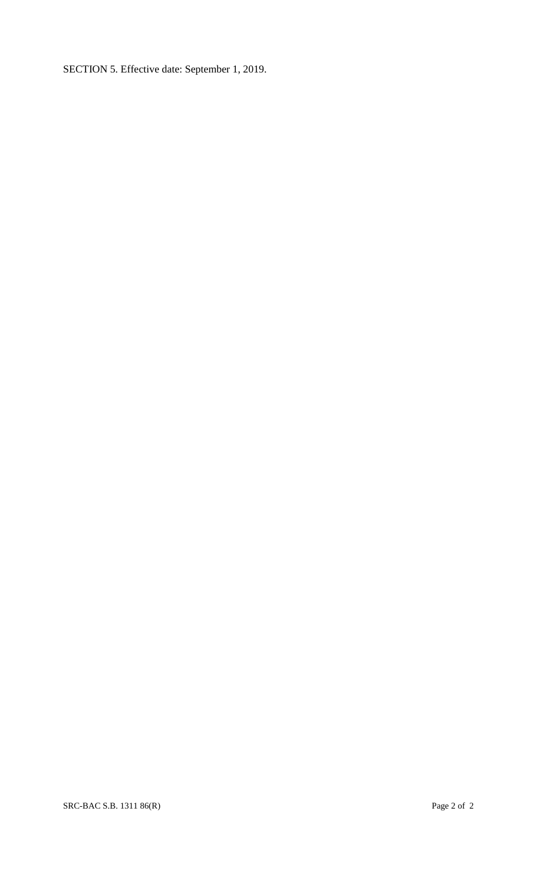SECTION 5. Effective date: September 1, 2019.